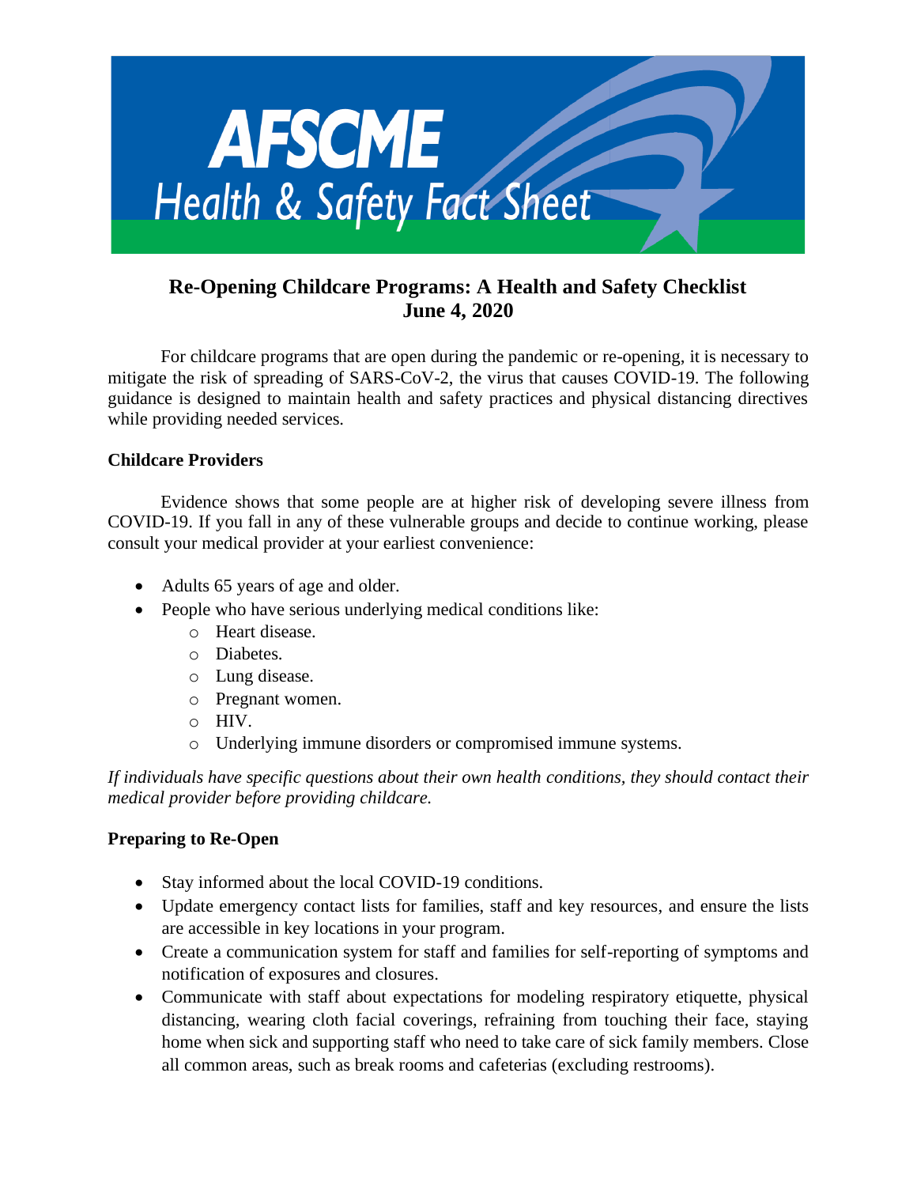AFSCME
Health & Safety Fact Sheet

# Re-Opening Childcare Programs: A Health and Safety Checklist
## June 4, 2020

For childcare programs that are open during the pandemic or re-opening, it is necessary to mitigate the risk of spreading of SARS-CoV-2, the virus that causes COVID-19. The following guidance is designed to maintain health and safety practices and physical distancing directives while providing needed services.

**Childcare Providers**

Evidence shows that some people are at higher risk of developing severe illness from COVID-19. If you fall in any of these vulnerable groups and decide to continue working, please consult your medical provider at your earliest convenience:

- Adults 65 years of age and older.
- People who have serious underlying medical conditions like:
  - Heart disease.
  - Diabetes.
  - Lung disease.
  - Pregnant women.
  - HIV.
  - Underlying immune disorders or compromised immune systems.

*If individuals have specific questions about their own health conditions, they should contact their medical provider before providing childcare.*

**Preparing to Re-Open**

- Stay informed about the local COVID-19 conditions.
- Update emergency contact lists for families, staff and key resources, and ensure the lists are accessible in key locations in your program.
- Create a communication system for staff and families for self-reporting of symptoms and notification of exposures and closures.
- Communicate with staff about expectations for modeling respiratory etiquette, physical distancing, wearing cloth facial coverings, refraining from touching their face, staying home when sick and supporting staff who need to take care of sick family members. Close all common areas, such as break rooms and cafeterias (excluding restrooms).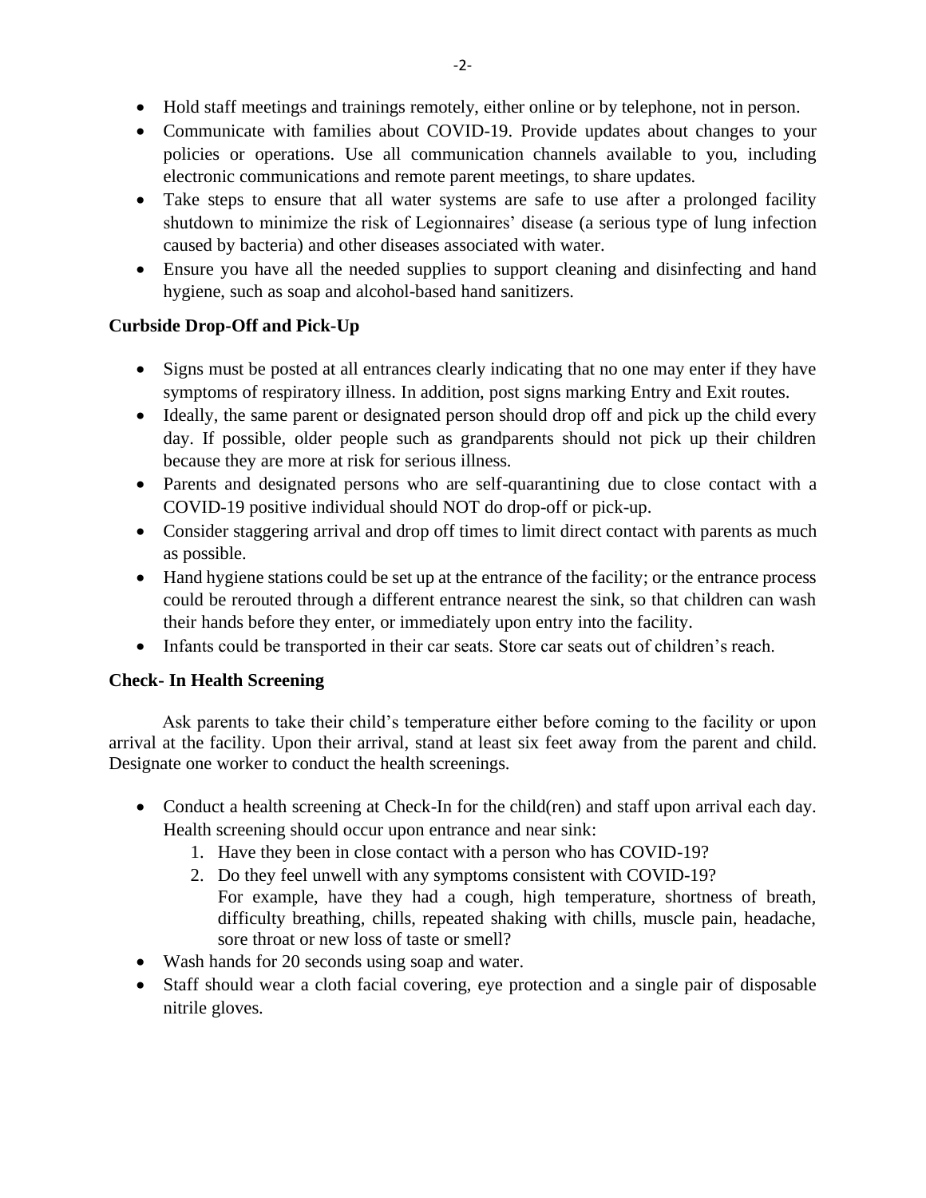- Hold staff meetings and trainings remotely, either online or by telephone, not in person.
- Communicate with families about COVID-19. Provide updates about changes to your policies or operations. Use all communication channels available to you, including electronic communications and remote parent meetings, to share updates.
- Take steps to ensure that all water systems are safe to use after a prolonged facility shutdown to minimize the risk of Legionnaires' disease (a serious type of lung infection caused by bacteria) and other diseases associated with water.
- Ensure you have all the needed supplies to support cleaning and disinfecting and hand hygiene, such as soap and alcohol-based hand sanitizers.

**Curbside Drop-Off and Pick-Up**

- Signs must be posted at all entrances clearly indicating that no one may enter if they have symptoms of respiratory illness. In addition, post signs marking Entry and Exit routes.
- Ideally, the same parent or designated person should drop off and pick up the child every day. If possible, older people such as grandparents should not pick up their children because they are more at risk for serious illness.
- Parents and designated persons who are self-quarantining due to close contact with a COVID-19 positive individual should NOT do drop-off or pick-up.
- Consider staggering arrival and drop off times to limit direct contact with parents as much as possible.
- Hand hygiene stations could be set up at the entrance of the facility; or the entrance process could be rerouted through a different entrance nearest the sink, so that children can wash their hands before they enter, or immediately upon entry into the facility.
- Infants could be transported in their car seats. Store car seats out of children's reach.

**Check- In Health Screening**

Ask parents to take their child's temperature either before coming to the facility or upon arrival at the facility. Upon their arrival, stand at least six feet away from the parent and child. Designate one worker to conduct the health screenings.

- Conduct a health screening at Check-In for the child(ren) and staff upon arrival each day. Health screening should occur upon entrance and near sink:
  1. Have they been in close contact with a person who has COVID-19?
  2. Do they feel unwell with any symptoms consistent with COVID-19?
     For example, have they had a cough, high temperature, shortness of breath, difficulty breathing, chills, repeated shaking with chills, muscle pain, headache, sore throat or new loss of taste or smell?
- Wash hands for 20 seconds using soap and water.
- Staff should wear a cloth facial covering, eye protection and a single pair of disposable nitrile gloves.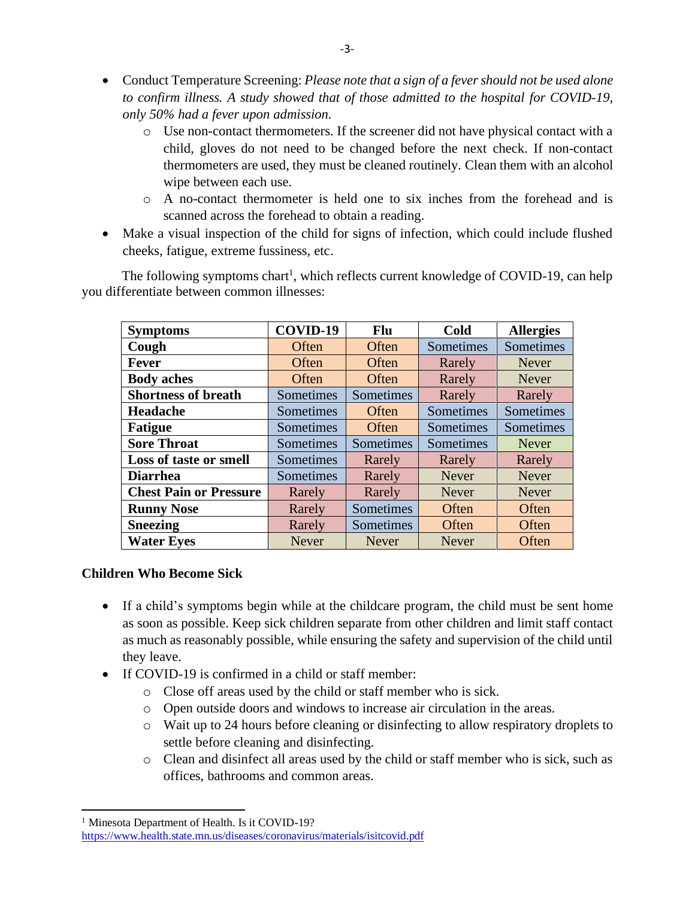- Conduct Temperature Screening: *Please note that a sign of a fever should not be used alone to confirm illness. A study showed that of those admitted to the hospital for COVID-19, only 50% had a fever upon admission.*
  - Use non-contact thermometers. If the screener did not have physical contact with a child, gloves do not need to be changed before the next check. If non-contact thermometers are used, they must be cleaned routinely. Clean them with an alcohol wipe between each use.
  - A no-contact thermometer is held one to six inches from the forehead and is scanned across the forehead to obtain a reading.
- Make a visual inspection of the child for signs of infection, which could include flushed cheeks, fatigue, extreme fussiness, etc.

The following symptoms chart[1], which reflects current knowledge of COVID-19, can help you differentiate between common illnesses:

| Symptoms | COVID-19 | Flu | Cold | Allergies |
|---|---|---|---|---|
| **Cough** | Often | Often | Sometimes | Sometimes |
| **Fever** | Often | Often | Rarely | Never |
| **Body aches** | Often | Often | Rarely | Never |
| **Shortness of breath** | Sometimes | Sometimes | Rarely | Rarely |
| **Headache** | Sometimes | Often | Sometimes | Sometimes |
| **Fatigue** | Sometimes | Often | Sometimes | Sometimes |
| **Sore Throat** | Sometimes | Sometimes | Sometimes | Never |
| **Loss of taste or smell** | Sometimes | Rarely | Rarely | Rarely |
| **Diarrhea** | Sometimes | Rarely | Never | Never |
| **Chest Pain or Pressure** | Rarely | Rarely | Never | Never |
| **Runny Nose** | Rarely | Sometimes | Often | Often |
| **Sneezing** | Rarely | Sometimes | Often | Often |
| **Water Eyes** | Never | Never | Never | Often |

**Children Who Become Sick**

- If a child's symptoms begin while at the childcare program, the child must be sent home as soon as possible. Keep sick children separate from other children and limit staff contact as much as reasonably possible, while ensuring the safety and supervision of the child until they leave.
- If COVID-19 is confirmed in a child or staff member:
  - Close off areas used by the child or staff member who is sick.
  - Open outside doors and windows to increase air circulation in the areas.
  - Wait up to 24 hours before cleaning or disinfecting to allow respiratory droplets to settle before cleaning and disinfecting.
  - Clean and disinfect all areas used by the child or staff member who is sick, such as offices, bathrooms and common areas.

---

[1] Minesota Department of Health. Is it COVID-19? https://www.health.state.mn.us/diseases/coronavirus/materials/isitcovid.pdf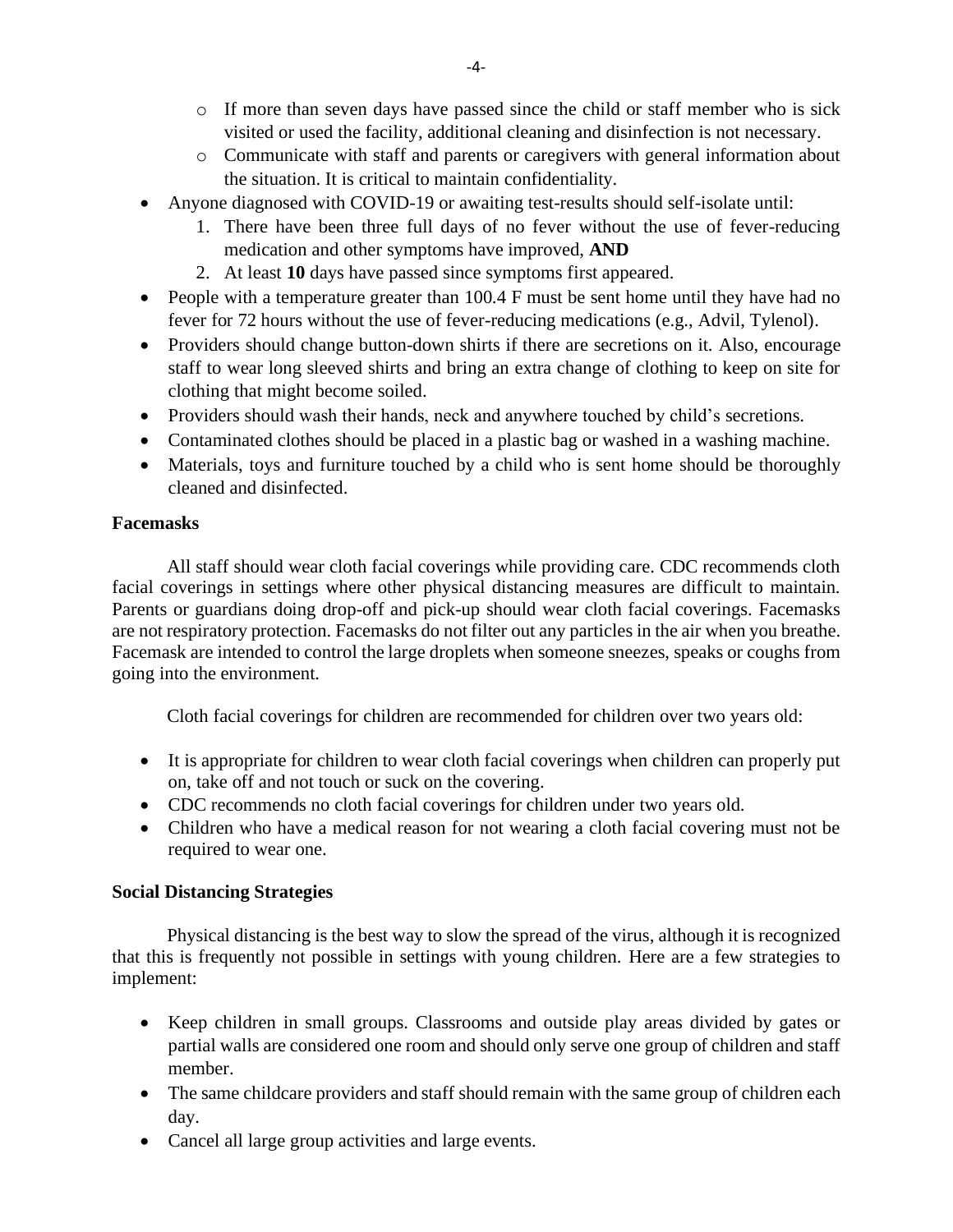- If more than seven days have passed since the child or staff member who is sick visited or used the facility, additional cleaning and disinfection is not necessary.
  - Communicate with staff and parents or caregivers with general information about the situation. It is critical to maintain confidentiality.
- Anyone diagnosed with COVID-19 or awaiting test-results should self-isolate until:
  1. There have been three full days of no fever without the use of fever-reducing medication and other symptoms have improved, **AND**
  2. At least **10** days have passed since symptoms first appeared.
- People with a temperature greater than 100.4 F must be sent home until they have had no fever for 72 hours without the use of fever-reducing medications (e.g., Advil, Tylenol).
- Providers should change button-down shirts if there are secretions on it. Also, encourage staff to wear long sleeved shirts and bring an extra change of clothing to keep on site for clothing that might become soiled.
- Providers should wash their hands, neck and anywhere touched by child's secretions.
- Contaminated clothes should be placed in a plastic bag or washed in a washing machine.
- Materials, toys and furniture touched by a child who is sent home should be thoroughly cleaned and disinfected.

**Facemasks**

All staff should wear cloth facial coverings while providing care. CDC recommends cloth facial coverings in settings where other physical distancing measures are difficult to maintain. Parents or guardians doing drop-off and pick-up should wear cloth facial coverings. Facemasks are not respiratory protection. Facemasks do not filter out any particles in the air when you breathe. Facemask are intended to control the large droplets when someone sneezes, speaks or coughs from going into the environment.

Cloth facial coverings for children are recommended for children over two years old:

- It is appropriate for children to wear cloth facial coverings when children can properly put on, take off and not touch or suck on the covering.
- CDC recommends no cloth facial coverings for children under two years old.
- Children who have a medical reason for not wearing a cloth facial covering must not be required to wear one.

**Social Distancing Strategies**

Physical distancing is the best way to slow the spread of the virus, although it is recognized that this is frequently not possible in settings with young children. Here are a few strategies to implement:

- Keep children in small groups. Classrooms and outside play areas divided by gates or partial walls are considered one room and should only serve one group of children and staff member.
- The same childcare providers and staff should remain with the same group of children each day.
- Cancel all large group activities and large events.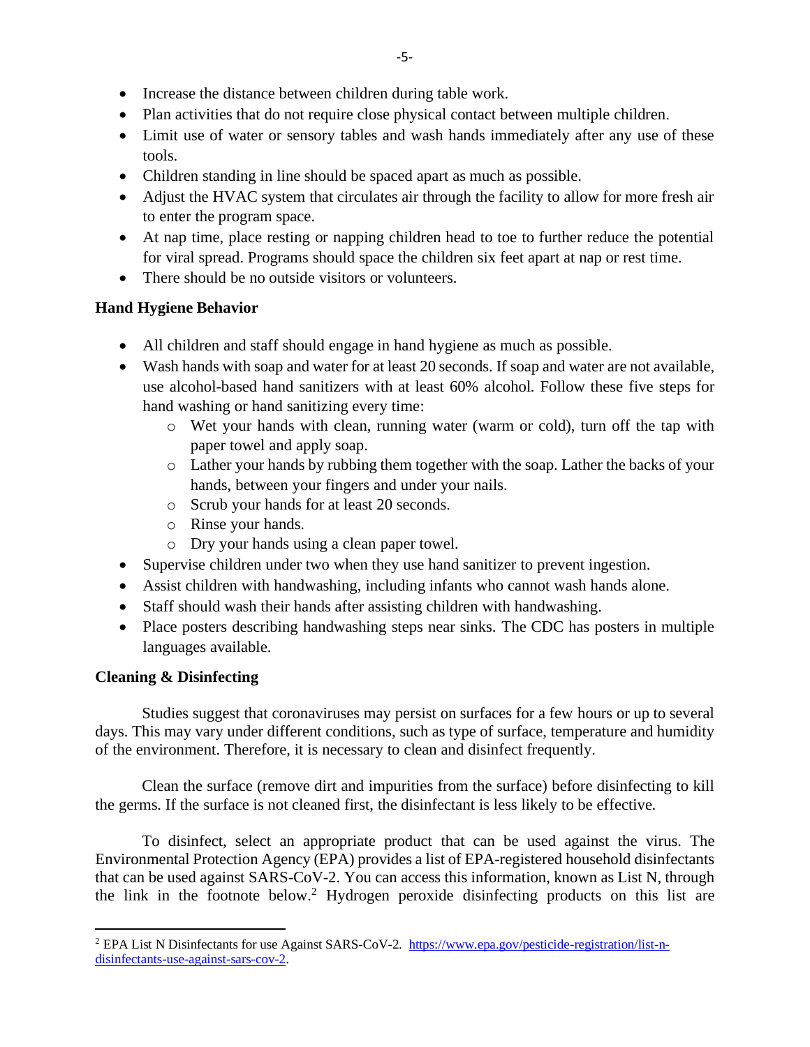- Increase the distance between children during table work.
- Plan activities that do not require close physical contact between multiple children.
- Limit use of water or sensory tables and wash hands immediately after any use of these tools.
- Children standing in line should be spaced apart as much as possible.
- Adjust the HVAC system that circulates air through the facility to allow for more fresh air to enter the program space.
- At nap time, place resting or napping children head to toe to further reduce the potential for viral spread. Programs should space the children six feet apart at nap or rest time.
- There should be no outside visitors or volunteers.

**Hand Hygiene Behavior**

- All children and staff should engage in hand hygiene as much as possible.
- Wash hands with soap and water for at least 20 seconds. If soap and water are not available, use alcohol-based hand sanitizers with at least 60% alcohol. Follow these five steps for hand washing or hand sanitizing every time:
  - Wet your hands with clean, running water (warm or cold), turn off the tap with paper towel and apply soap.
  - Lather your hands by rubbing them together with the soap. Lather the backs of your hands, between your fingers and under your nails.
  - Scrub your hands for at least 20 seconds.
  - Rinse your hands.
  - Dry your hands using a clean paper towel.
- Supervise children under two when they use hand sanitizer to prevent ingestion.
- Assist children with handwashing, including infants who cannot wash hands alone.
- Staff should wash their hands after assisting children with handwashing.
- Place posters describing handwashing steps near sinks. The CDC has posters in multiple languages available.

**Cleaning & Disinfecting**

Studies suggest that coronaviruses may persist on surfaces for a few hours or up to several days. This may vary under different conditions, such as type of surface, temperature and humidity of the environment. Therefore, it is necessary to clean and disinfect frequently.

Clean the surface (remove dirt and impurities from the surface) before disinfecting to kill the germs. If the surface is not cleaned first, the disinfectant is less likely to be effective.

To disinfect, select an appropriate product that can be used against the virus. The Environmental Protection Agency (EPA) provides a list of EPA-registered household disinfectants that can be used against SARS-CoV-2. You can access this information, known as List N, through the link in the footnote below.[2] Hydrogen peroxide disinfecting products on this list are

[2] EPA List N Disinfectants for use Against SARS-CoV-2. https://www.epa.gov/pesticide-registration/list-n-disinfectants-use-against-sars-cov-2.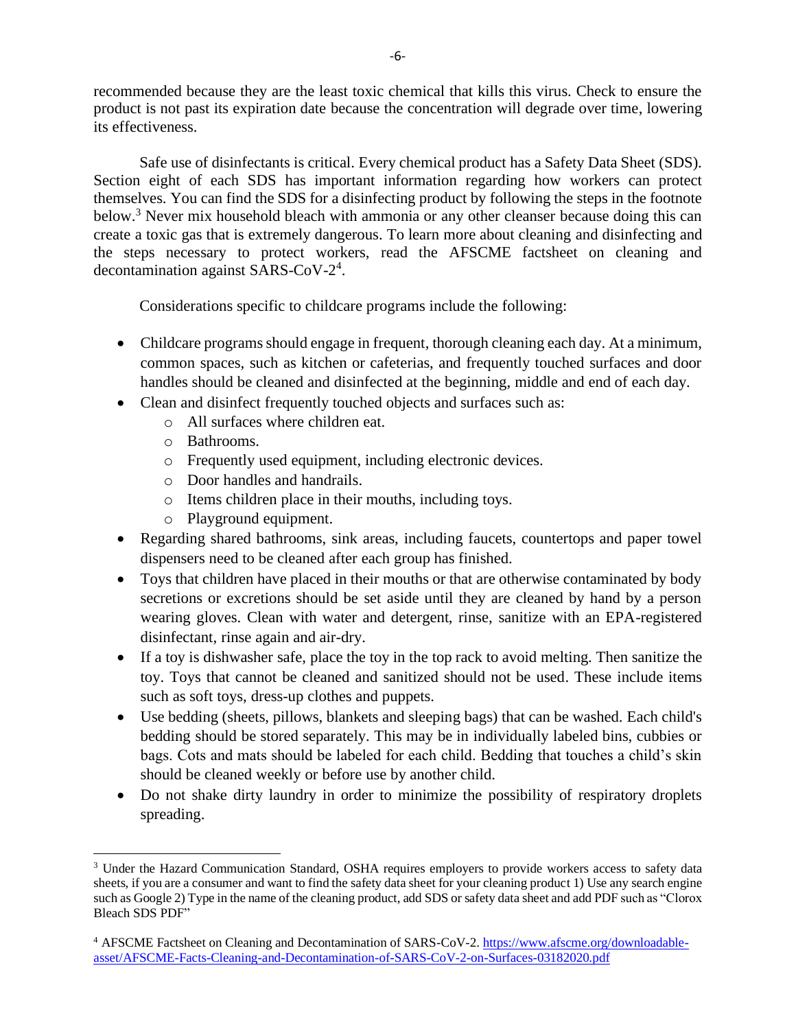recommended because they are the least toxic chemical that kills this virus. Check to ensure the product is not past its expiration date because the concentration will degrade over time, lowering its effectiveness.

Safe use of disinfectants is critical. Every chemical product has a Safety Data Sheet (SDS). Section eight of each SDS has important information regarding how workers can protect themselves. You can find the SDS for a disinfecting product by following the steps in the footnote below.[3] Never mix household bleach with ammonia or any other cleanser because doing this can create a toxic gas that is extremely dangerous. To learn more about cleaning and disinfecting and the steps necessary to protect workers, read the AFSCME factsheet on cleaning and decontamination against SARS-CoV-2[4].

Considerations specific to childcare programs include the following:

- Childcare programs should engage in frequent, thorough cleaning each day. At a minimum, common spaces, such as kitchen or cafeterias, and frequently touched surfaces and door handles should be cleaned and disinfected at the beginning, middle and end of each day.
- Clean and disinfect frequently touched objects and surfaces such as:
    - All surfaces where children eat.
    - Bathrooms.
    - Frequently used equipment, including electronic devices.
    - Door handles and handrails.
    - Items children place in their mouths, including toys.
    - Playground equipment.
- Regarding shared bathrooms, sink areas, including faucets, countertops and paper towel dispensers need to be cleaned after each group has finished.
- Toys that children have placed in their mouths or that are otherwise contaminated by body secretions or excretions should be set aside until they are cleaned by hand by a person wearing gloves. Clean with water and detergent, rinse, sanitize with an EPA-registered disinfectant, rinse again and air-dry.
- If a toy is dishwasher safe, place the toy in the top rack to avoid melting. Then sanitize the toy. Toys that cannot be cleaned and sanitized should not be used. These include items such as soft toys, dress-up clothes and puppets.
- Use bedding (sheets, pillows, blankets and sleeping bags) that can be washed. Each child's bedding should be stored separately. This may be in individually labeled bins, cubbies or bags. Cots and mats should be labeled for each child. Bedding that touches a child's skin should be cleaned weekly or before use by another child.
- Do not shake dirty laundry in order to minimize the possibility of respiratory droplets spreading.

---

[3] Under the Hazard Communication Standard, OSHA requires employers to provide workers access to safety data sheets, if you are a consumer and want to find the safety data sheet for your cleaning product 1) Use any search engine such as Google 2) Type in the name of the cleaning product, add SDS or safety data sheet and add PDF such as "Clorox Bleach SDS PDF"

[4] AFSCME Factsheet on Cleaning and Decontamination of SARS-CoV-2. https://www.afscme.org/downloadable-asset/AFSCME-Facts-Cleaning-and-Decontamination-of-SARS-CoV-2-on-Surfaces-03182020.pdf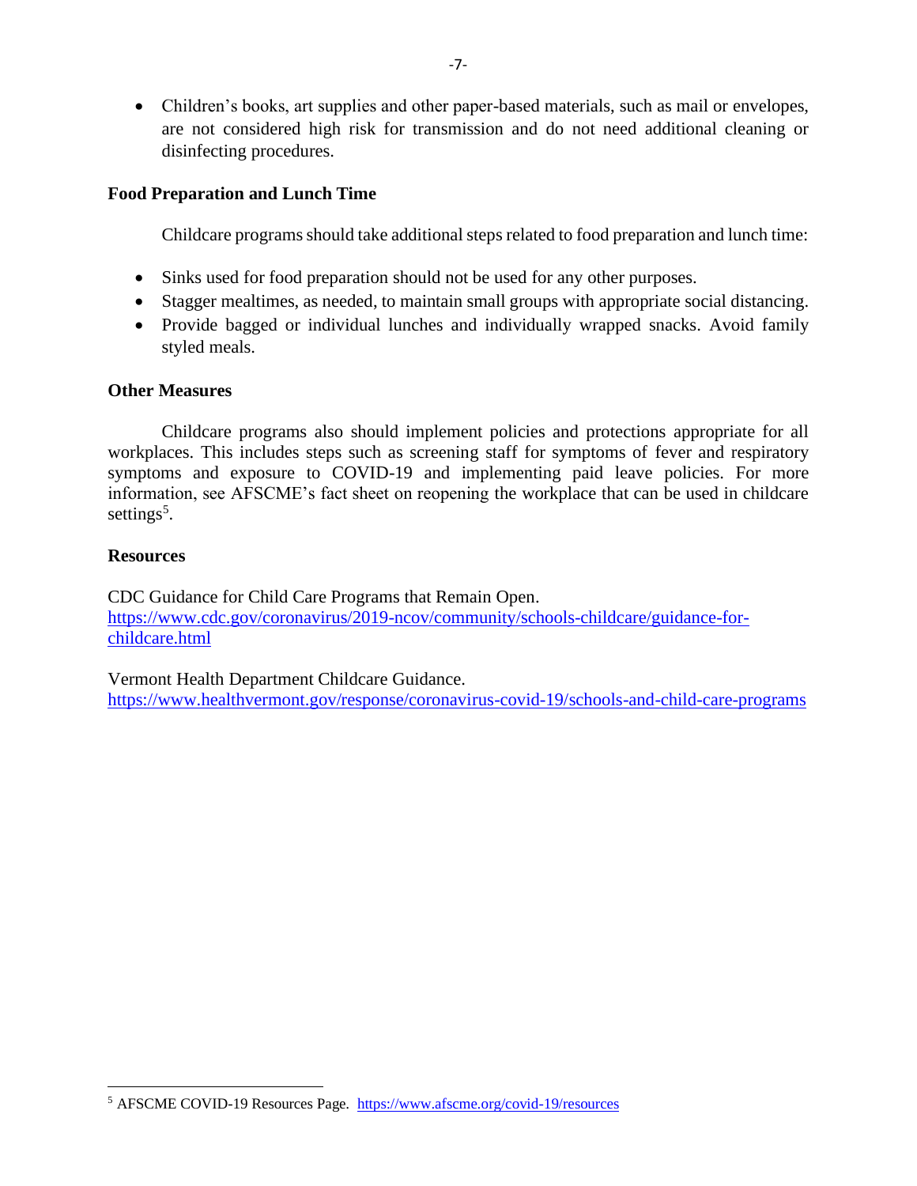- Children's books, art supplies and other paper-based materials, such as mail or envelopes, are not considered high risk for transmission and do not need additional cleaning or disinfecting procedures.

**Food Preparation and Lunch Time**

Childcare programs should take additional steps related to food preparation and lunch time:

- Sinks used for food preparation should not be used for any other purposes.
- Stagger mealtimes, as needed, to maintain small groups with appropriate social distancing.
- Provide bagged or individual lunches and individually wrapped snacks. Avoid family styled meals.

**Other Measures**

Childcare programs also should implement policies and protections appropriate for all workplaces. This includes steps such as screening staff for symptoms of fever and respiratory symptoms and exposure to COVID-19 and implementing paid leave policies. For more information, see AFSCME's fact sheet on reopening the workplace that can be used in childcare settings[5].

**Resources**

CDC Guidance for Child Care Programs that Remain Open.
https://www.cdc.gov/coronavirus/2019-ncov/community/schools-childcare/guidance-for-childcare.html

Vermont Health Department Childcare Guidance.
https://www.healthvermont.gov/response/coronavirus-covid-19/schools-and-child-care-programs

---

[5] AFSCME COVID-19 Resources Page. https://www.afscme.org/covid-19/resources